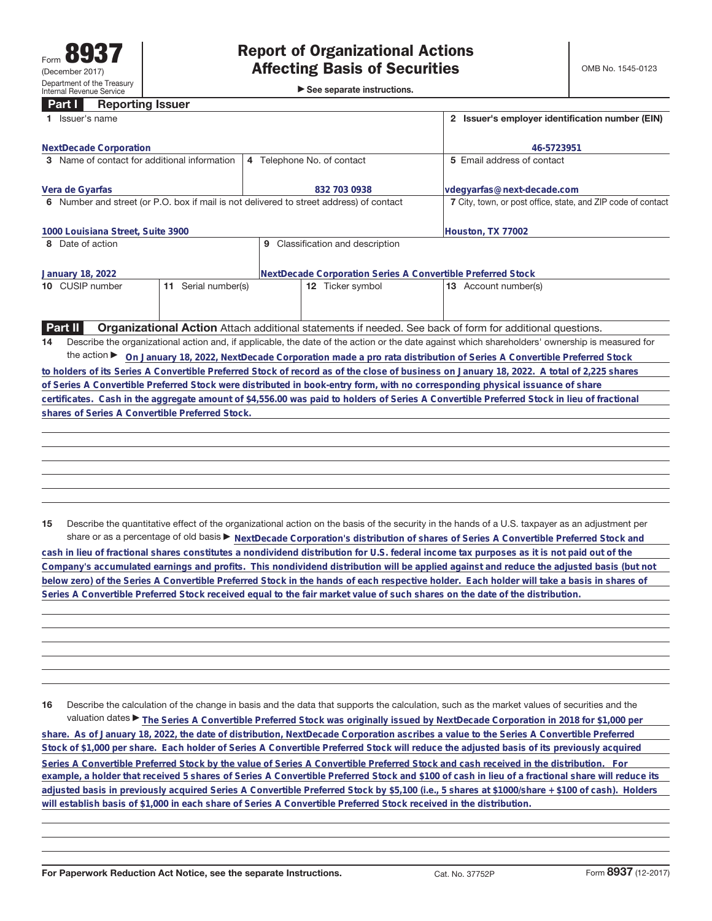Form **8937**
(December 2017)
Department of the Treasury
Internal Revenue Service

# Report of Organizational Actions Affecting Basis of Securities

▶ See separate instructions.

OMB No. 1545-0123

## Part I Reporting Issuer

| | | | |
|---|---|---|---|
| **1** Issuer's name | | | **2** Issuer's employer identification number (EIN) |
| NextDecade Corporation | | | 46-5723951 |
| **3** Name of contact for additional information | **4** Telephone No. of contact | | **5** Email address of contact |
| Vera de Gyarfas | 832 703 0938 | | vdegyarfas@next-decade.com |
| **6** Number and street (or P.O. box if mail is not delivered to street address) of contact | | | **7** City, town, or post office, state, and ZIP code of contact |
| 1000 Louisiana Street, Suite 3900 | | | Houston, TX 77002 |
| **8** Date of action | **9** Classification and description | | |
| January 18, 2022 | NextDecade Corporation Series A Convertible Preferred Stock | | |
| **10** CUSIP number | **11** Serial number(s) | **12** Ticker symbol | **13** Account number(s) |
| | | | |

## Part II Organizational Action

Attach additional statements if needed. See back of form for additional questions.

**14** Describe the organizational action and, if applicable, the date of the action or the date against which shareholders' ownership is measured for the action ▶ On January 18, 2022, NextDecade Corporation made a pro rata distribution of Series A Convertible Preferred Stock to holders of its Series A Convertible Preferred Stock of record as of the close of business on January 18, 2022. A total of 2,225 shares of Series A Convertible Preferred Stock were distributed in book-entry form, with no corresponding physical issuance of share certificates. Cash in the aggregate amount of $4,556.00 was paid to holders of Series A Convertible Preferred Stock in lieu of fractional shares of Series A Convertible Preferred Stock.

**15** Describe the quantitative effect of the organizational action on the basis of the security in the hands of a U.S. taxpayer as an adjustment per share or as a percentage of old basis ▶ NextDecade Corporation's distribution of shares of Series A Convertible Preferred Stock and cash in lieu of fractional shares constitutes a nondividend distribution for U.S. federal income tax purposes as it is not paid out of the Company's accumulated earnings and profits. This nondividend distribution will be applied against and reduce the adjusted basis (but not below zero) of the Series A Convertible Preferred Stock in the hands of each respective holder. Each holder will take a basis in shares of Series A Convertible Preferred Stock received equal to the fair market value of such shares on the date of the distribution.

**16** Describe the calculation of the change in basis and the data that supports the calculation, such as the market values of securities and the valuation dates ▶ The Series A Convertible Preferred Stock was originally issued by NextDecade Corporation in 2018 for $1,000 per share. As of January 18, 2022, the date of distribution, NextDecade Corporation ascribes a value to the Series A Convertible Preferred Stock of $1,000 per share. Each holder of Series A Convertible Preferred Stock will reduce the adjusted basis of its previously acquired Series A Convertible Preferred Stock by the value of Series A Convertible Preferred Stock and cash received in the distribution. For example, a holder that received 5 shares of Series A Convertible Preferred Stock and $100 of cash in lieu of a fractional share will reduce its adjusted basis in previously acquired Series A Convertible Preferred Stock by $5,100 (i.e., 5 shares at $1000/share + $100 of cash). Holders will establish basis of $1,000 in each share of Series A Convertible Preferred Stock received in the distribution.

For Paperwork Reduction Act Notice, see the separate Instructions. Cat. No. 37752P Form **8937** (12-2017)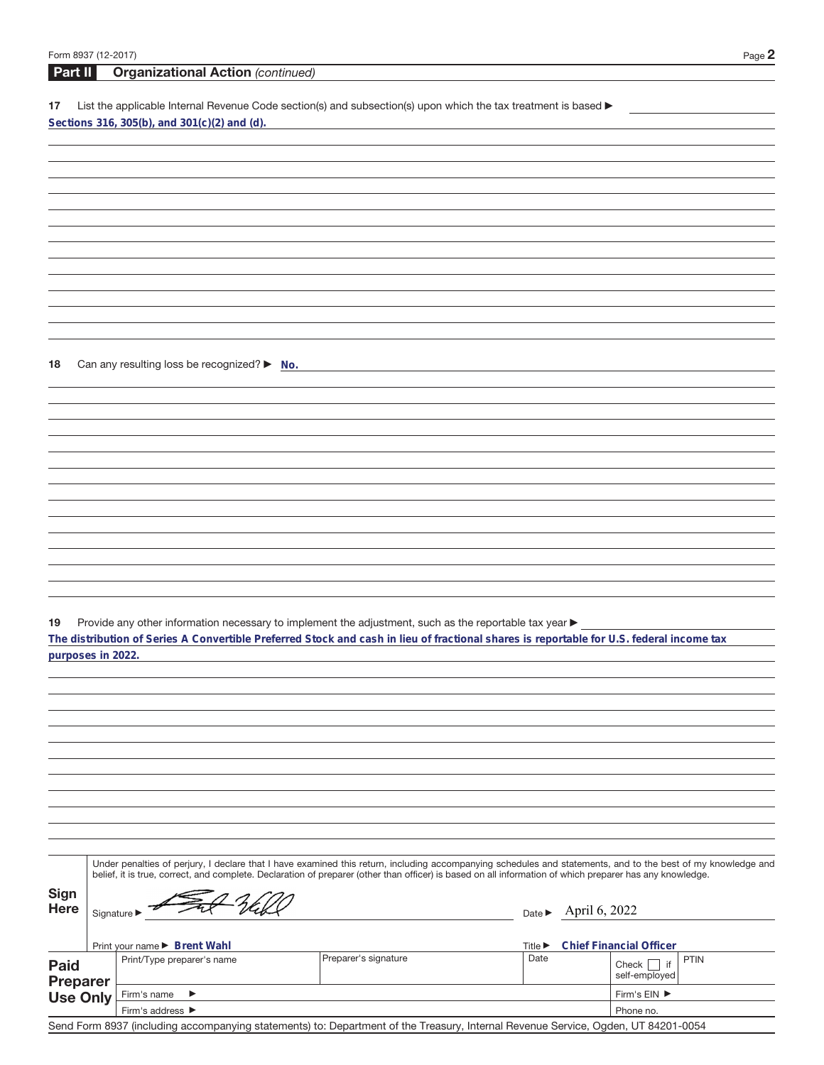## Part II Organizational Action *(continued)*

**17** List the applicable Internal Revenue Code section(s) and subsection(s) upon which the tax treatment is based ▶

**Sections 316, 305(b), and 301(c)(2) and (d).**

**18** Can any resulting loss be recognized? ▶ **No.**

**19** Provide any other information necessary to implement the adjustment, such as the reportable tax year ▶

**The distribution of Series A Convertible Preferred Stock and cash in lieu of fractional shares is reportable for U.S. federal income tax purposes in 2022.**

**Sign Here**

Under penalties of perjury, I declare that I have examined this return, including accompanying schedules and statements, and to the best of my knowledge and belief, it is true, correct, and complete. Declaration of preparer (other than officer) is based on all information of which preparer has any knowledge.

Signature ▶ [signature] Date ▶ April 6, 2022

Print your name ▶ **Brent Wahl** Title ▶ **Chief Financial Officer**

**Paid Preparer Use Only**

| Print/Type preparer's name | Preparer's signature | Date | Check ☐ if self-employed | PTIN |
|---|---|---|---|---|
| Firm's name ▶ | | | Firm's EIN ▶ | |
| Firm's address ▶ | | | Phone no. | |

Send Form 8937 (including accompanying statements) to: Department of the Treasury, Internal Revenue Service, Ogden, UT 84201-0054